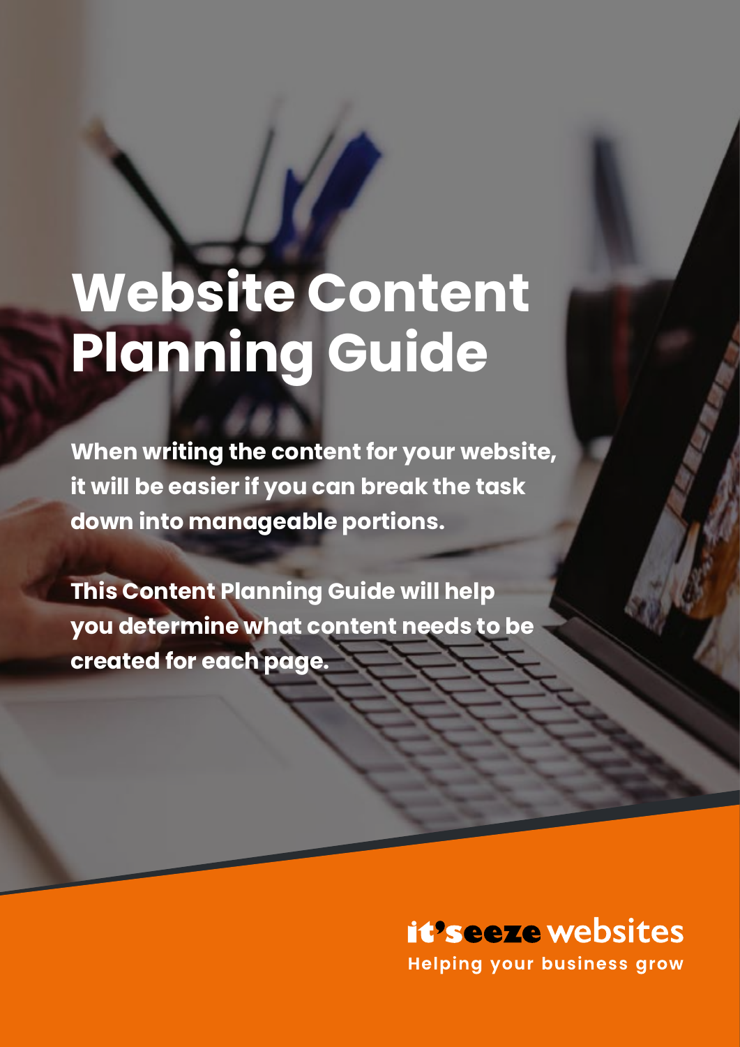# Website Content Planning Guide

**When writing the content for your website, it will be easier if you can break the task down into manageable portions.**

**This Content Planning Guide will help you determine what content needs to be created for each page.**

**it'seeze websites**

**Helping your business grow**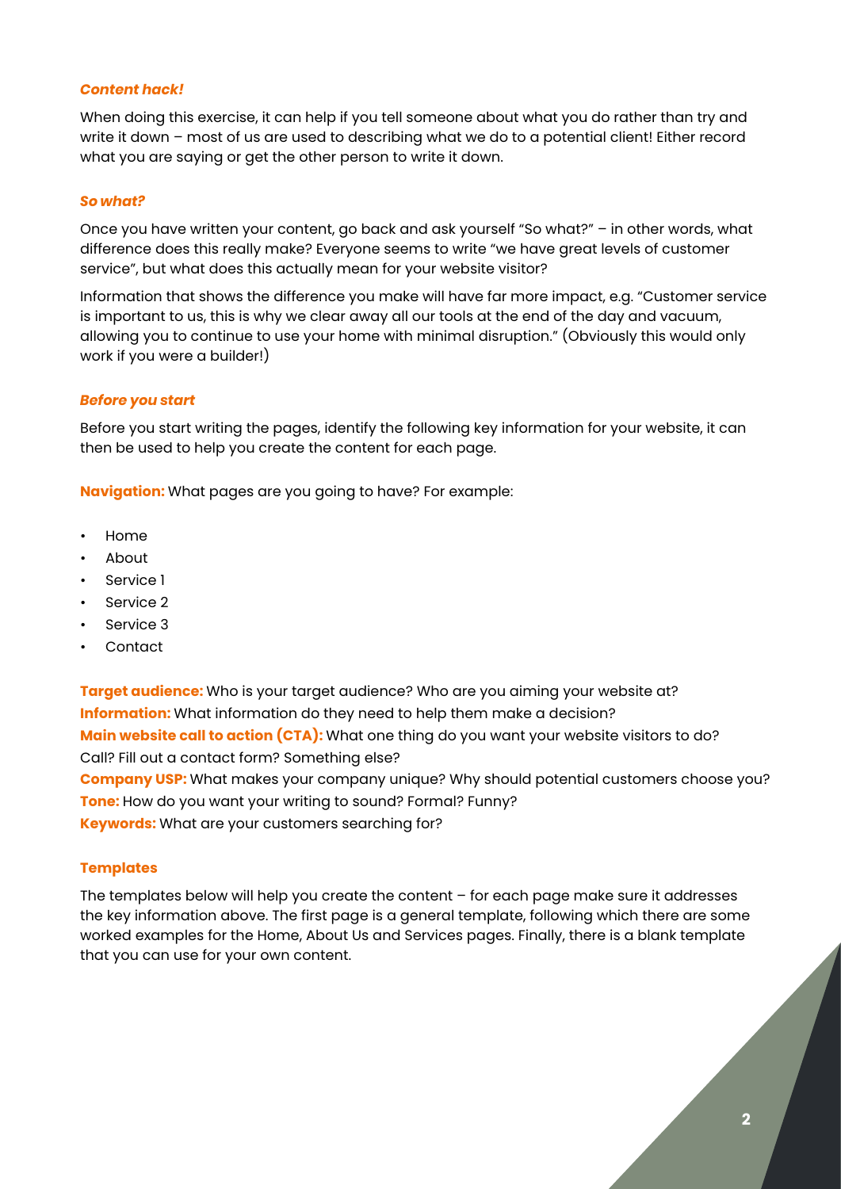### *Content hack!*

When doing this exercise, it can help if you tell someone about what you do rather than try and write it down – most of us are used to describing what we do to a potential client! Either record what you are saying or get the other person to write it down.

### *So what?*

Once you have written your content, go back and ask yourself "So what?" – in other words, what difference does this really make? Everyone seems to write "we have great levels of customer service", but what does this actually mean for your website visitor?

Information that shows the difference you make will have far more impact, e.g. "Customer service is important to us, this is why we clear away all our tools at the end of the day and vacuum, allowing you to continue to use your home with minimal disruption." (Obviously this would only work if you were a builder!)

### *Before you start*

Before you start writing the pages, identify the following key information for your website, it can then be used to help you create the content for each page.

**Navigation:** What pages are you going to have? For example:

- Home
- About
- Service 1
- Service 2
- Service 3
- Contact

**Target audience:** Who is your target audience? Who are you aiming your website at?
**Information:** What information do they need to help them make a decision?
**Main website call to action (CTA):** What one thing do you want your website visitors to do? Call? Fill out a contact form? Something else?
**Company USP:** What makes your company unique? Why should potential customers choose you?
**Tone:** How do you want your writing to sound? Formal? Funny?
**Keywords:** What are your customers searching for?

### Templates

The templates below will help you create the content – for each page make sure it addresses the key information above. The first page is a general template, following which there are some worked examples for the Home, About Us and Services pages. Finally, there is a blank template that you can use for your own content.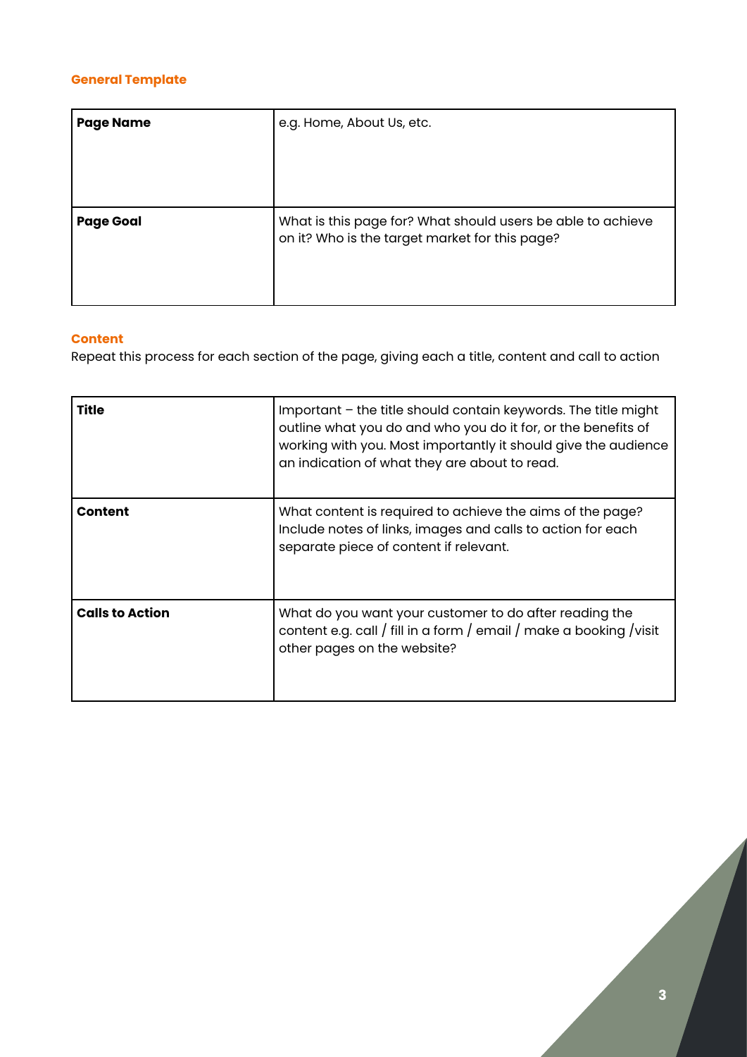### General Template

| Page Name | e.g. Home, About Us, etc. |
| --- | --- |
| **Page Goal** | What is this page for? What should users be able to achieve on it? Who is the target market for this page? |

### Content

Repeat this process for each section of the page, giving each a title, content and call to action

| Title | Important – the title should contain keywords. The title might outline what you do and who you do it for, or the benefits of working with you. Most importantly it should give the audience an indication of what they are about to read. |
| --- | --- |
| **Content** | What content is required to achieve the aims of the page? Include notes of links, images and calls to action for each separate piece of content if relevant. |
| **Calls to Action** | What do you want your customer to do after reading the content e.g. call / fill in a form / email / make a booking /visit other pages on the website? |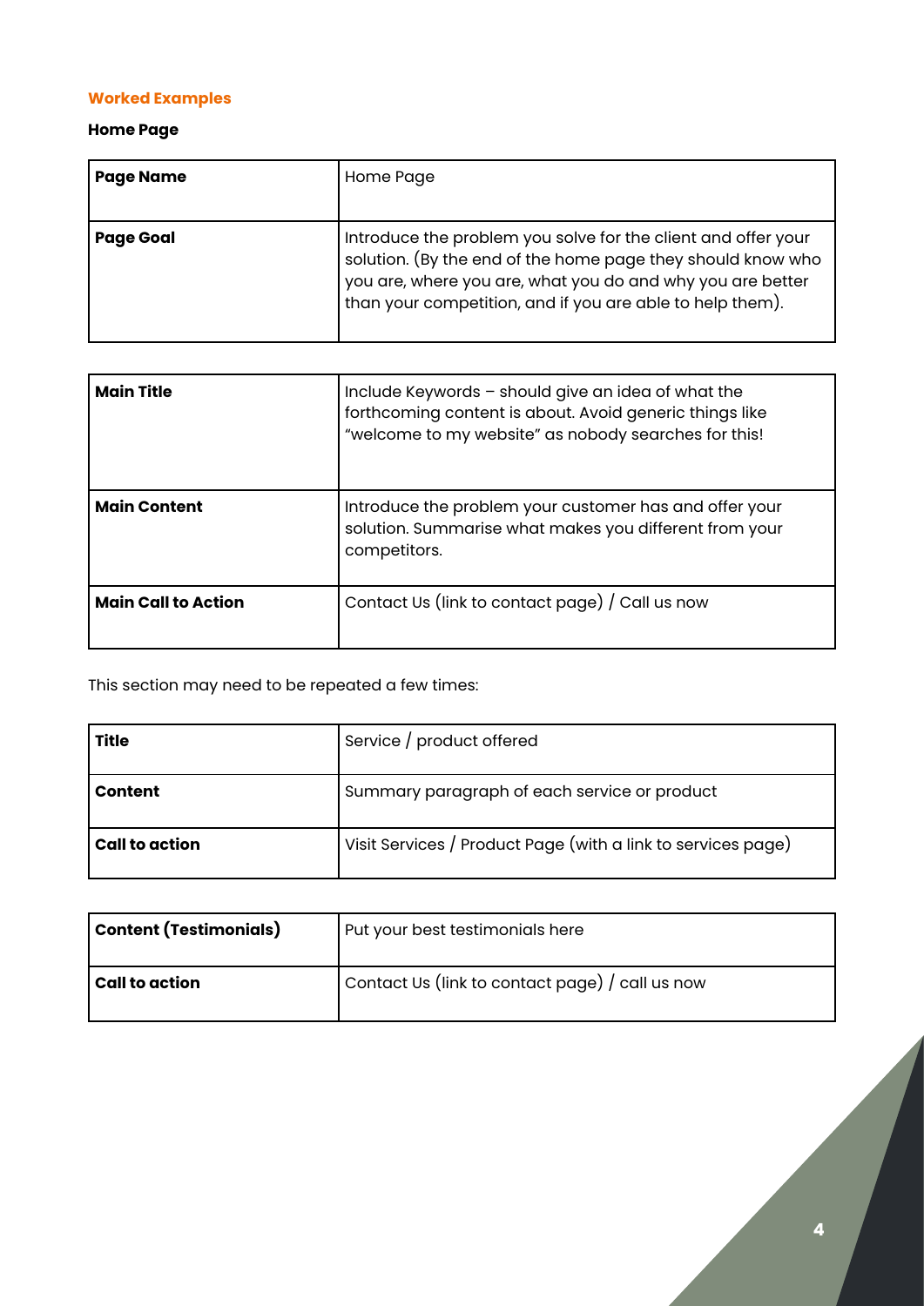## Worked Examples

### Home Page

| **Page Name** | Home Page |
|---|---|
| **Page Goal** | Introduce the problem you solve for the client and offer your solution. (By the end of the home page they should know who you are, where you are, what you do and why you are better than your competition, and if you are able to help them). |

| **Main Title** | Include Keywords – should give an idea of what the forthcoming content is about. Avoid generic things like “welcome to my website” as nobody searches for this! |
|---|---|
| **Main Content** | Introduce the problem your customer has and offer your solution. Summarise what makes you different from your competitors. |
| **Main Call to Action** | Contact Us (link to contact page) / Call us now |

This section may need to be repeated a few times:

| **Title** | Service / product offered |
|---|---|
| **Content** | Summary paragraph of each service or product |
| **Call to action** | Visit Services / Product Page (with a link to services page) |

| **Content (Testimonials)** | Put your best testimonials here |
|---|---|
| **Call to action** | Contact Us (link to contact page) / call us now |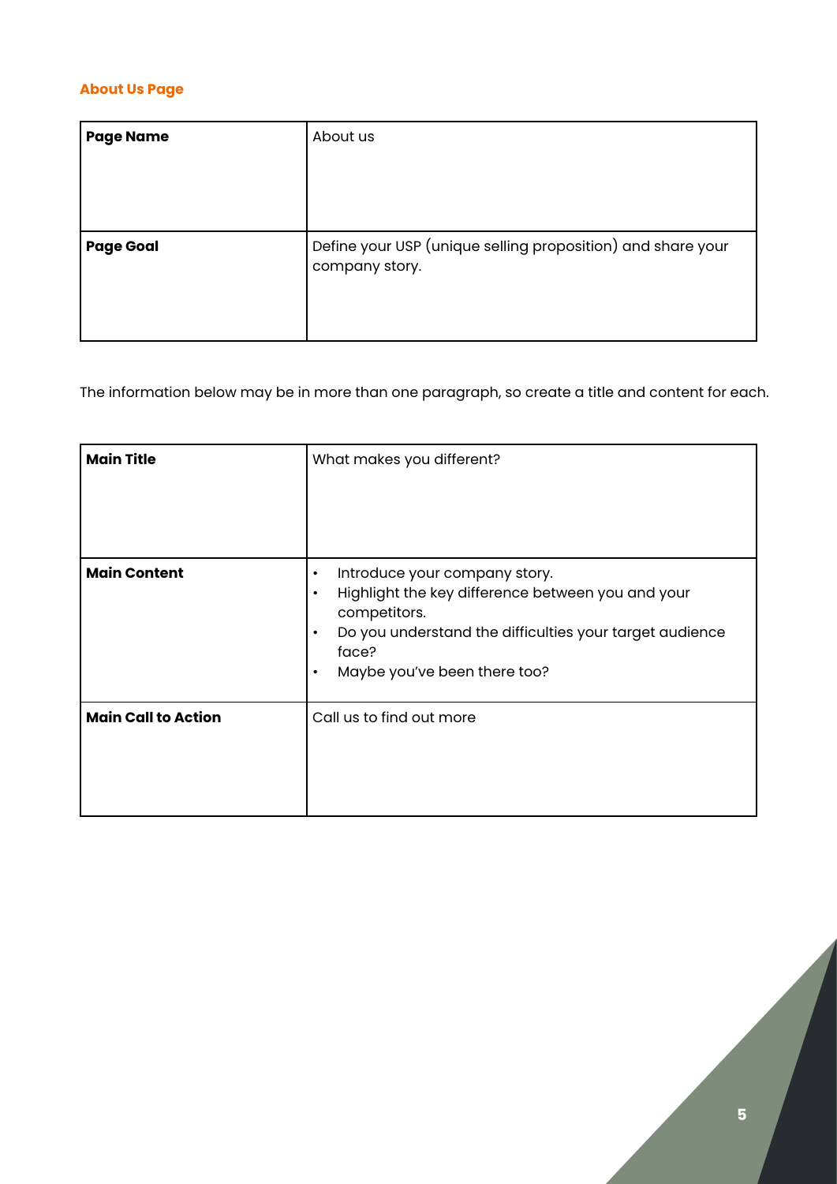## About Us Page

| Page Name | About us |
|---|---|
| **Page Goal** | Define your USP (unique selling proposition) and share your company story. |

The information below may be in more than one paragraph, so create a title and content for each.

| Main Title | What makes you different? |
|---|---|
| **Main Content** | • Introduce your company story.<br>• Highlight the key difference between you and your competitors.<br>• Do you understand the difficulties your target audience face?<br>• Maybe you've been there too? |
| **Main Call to Action** | Call us to find out more |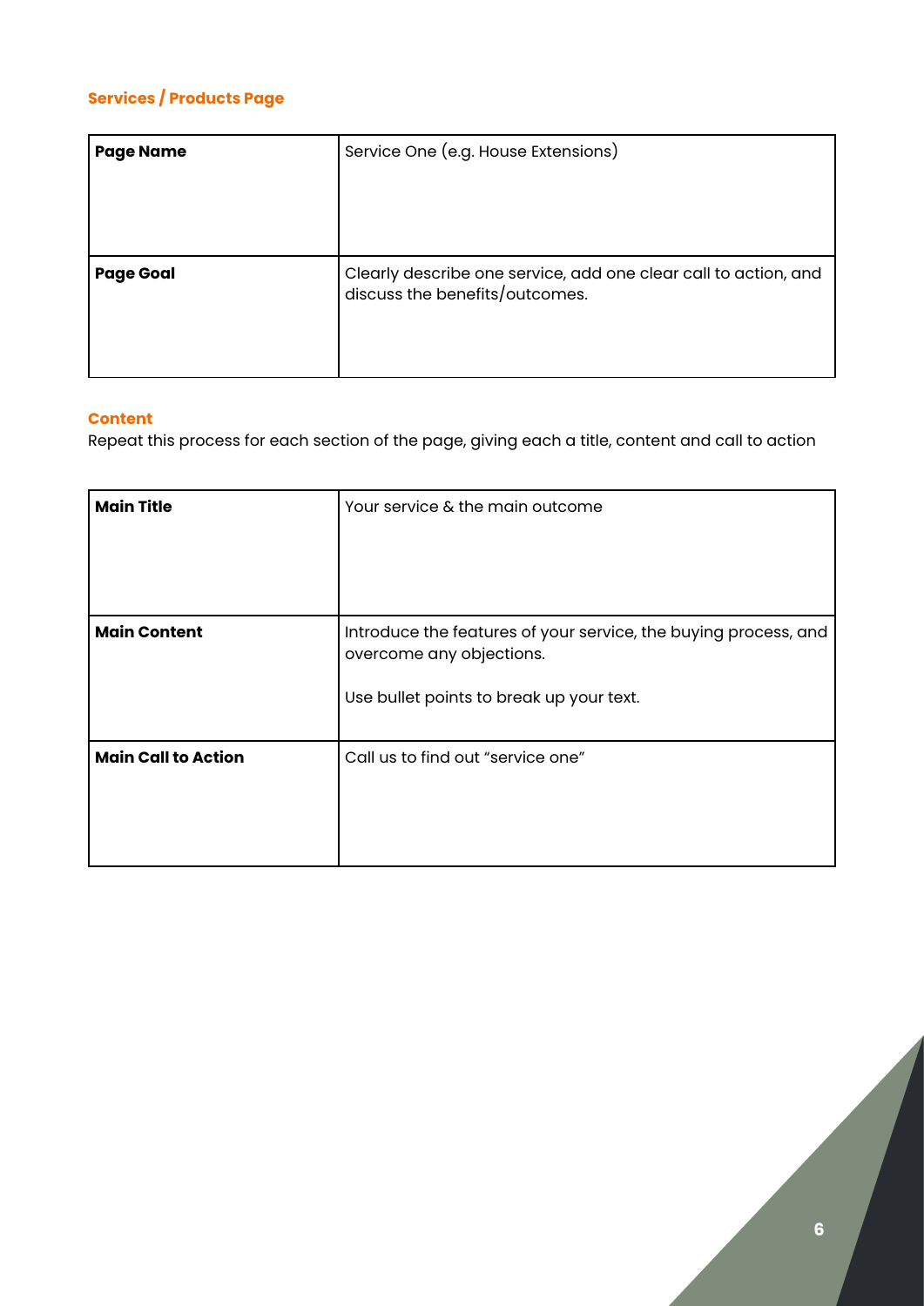### Services / Products Page

| Page Name | Service One (e.g. House Extensions) |
|---|---|
| **Page Goal** | Clearly describe one service, add one clear call to action, and discuss the benefits/outcomes. |

### Content

Repeat this process for each section of the page, giving each a title, content and call to action

| Main Title | Your service & the main outcome |
|---|---|
| **Main Content** | Introduce the features of your service, the buying process, and overcome any objections.<br><br>Use bullet points to break up your text. |
| **Main Call to Action** | Call us to find out "service one" |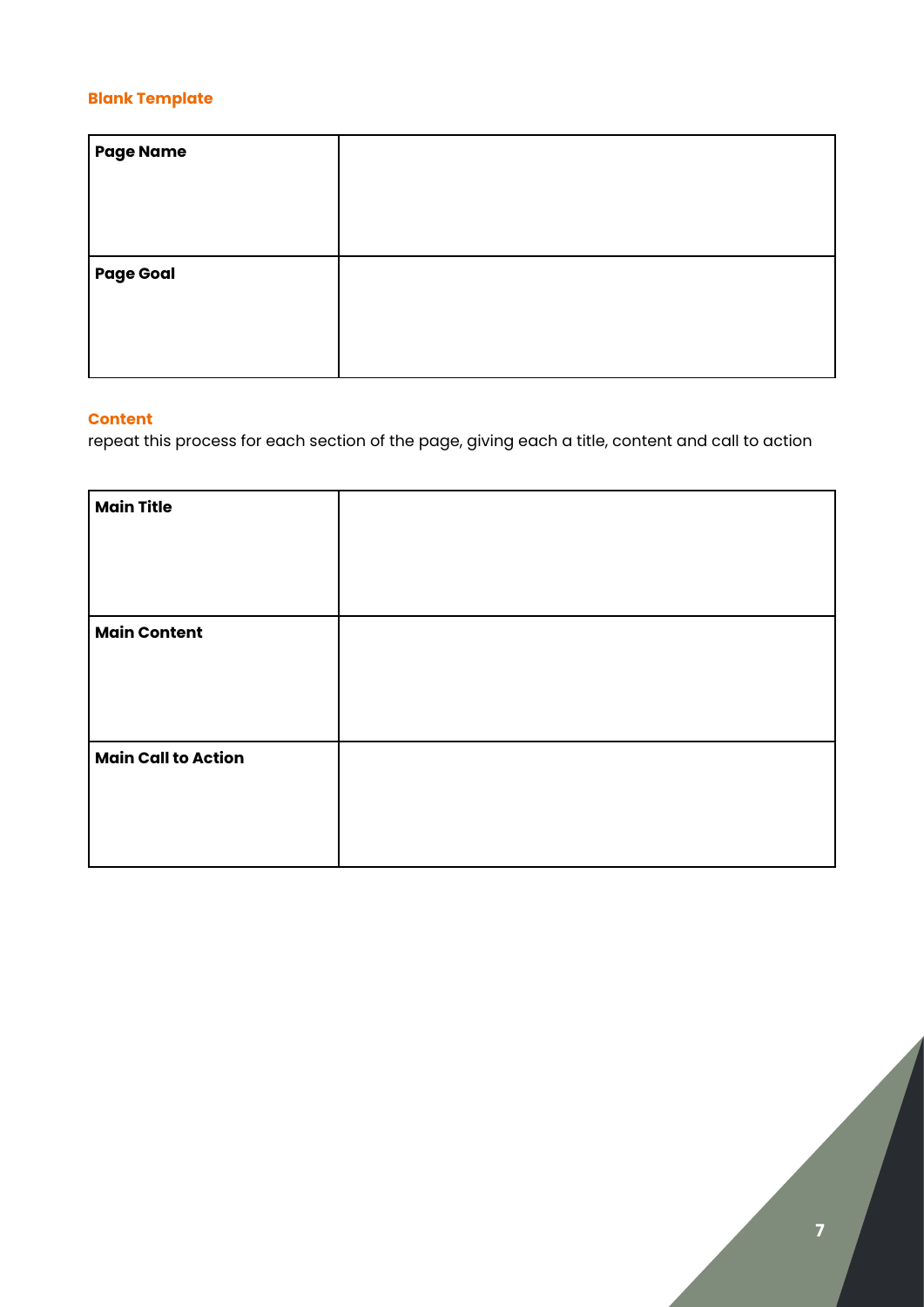**Blank Template**

| | |
|---|---|
| **Page Name** | |
| **Page Goal** | |

**Content**

repeat this process for each section of the page, giving each a title, content and call to action

| | |
|---|---|
| **Main Title** | |
| **Main Content** | |
| **Main Call to Action** | |